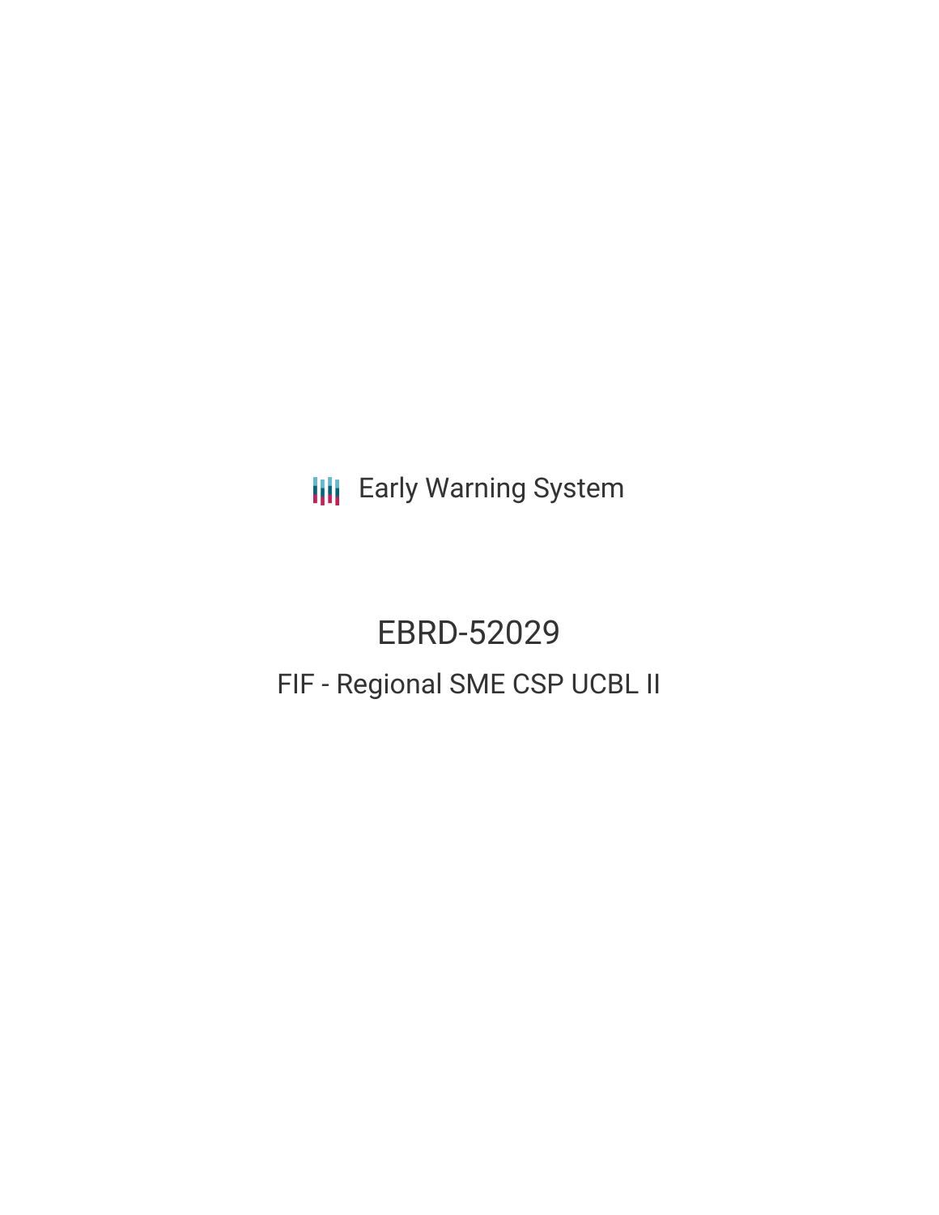Early Warning System

# EBRD-52029

## FIF - Regional SME CSP UCBL II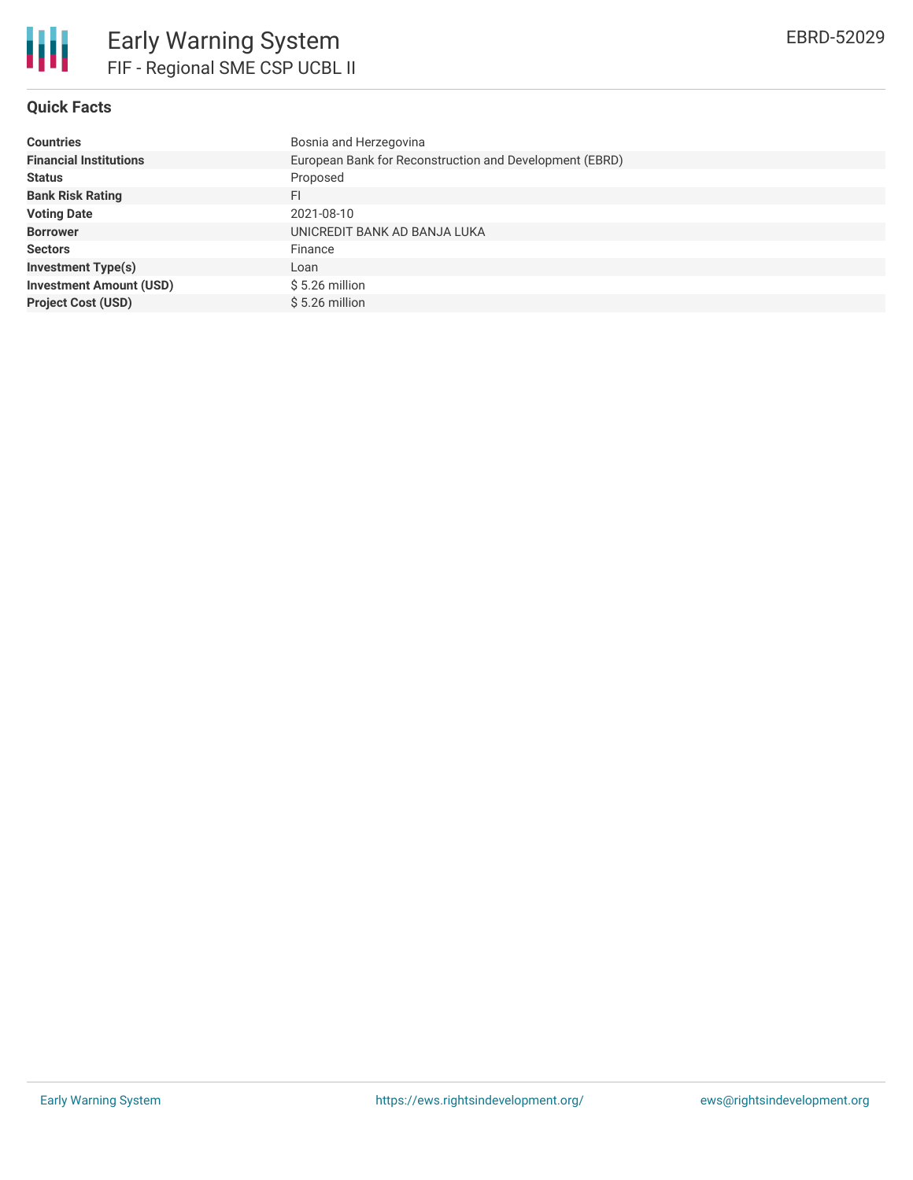# Early Warning System

## FIF - Regional SME CSP UCBL II

EBRD-52029

### Quick Facts

| | |
|---|---|
| **Countries** | Bosnia and Herzegovina |
| **Financial Institutions** | European Bank for Reconstruction and Development (EBRD) |
| **Status** | Proposed |
| **Bank Risk Rating** | FI |
| **Voting Date** | 2021-08-10 |
| **Borrower** | UNICREDIT BANK AD BANJA LUKA |
| **Sectors** | Finance |
| **Investment Type(s)** | Loan |
| **Investment Amount (USD)** | $ 5.26 million |
| **Project Cost (USD)** | $ 5.26 million |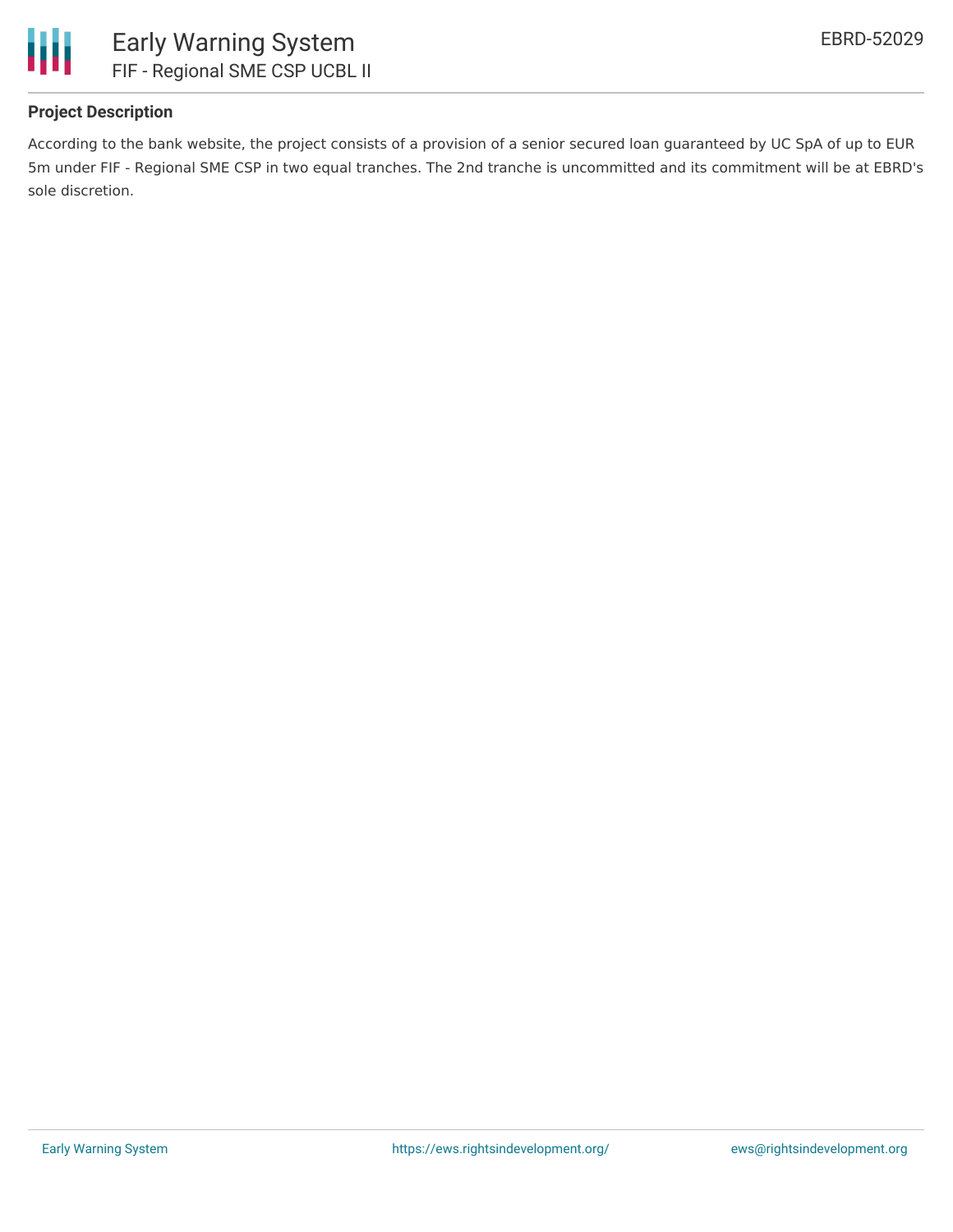## Project Description

According to the bank website, the project consists of a provision of a senior secured loan guaranteed by UC SpA of up to EUR 5m under FIF - Regional SME CSP in two equal tranches. The 2nd tranche is uncommitted and its commitment will be at EBRD's sole discretion.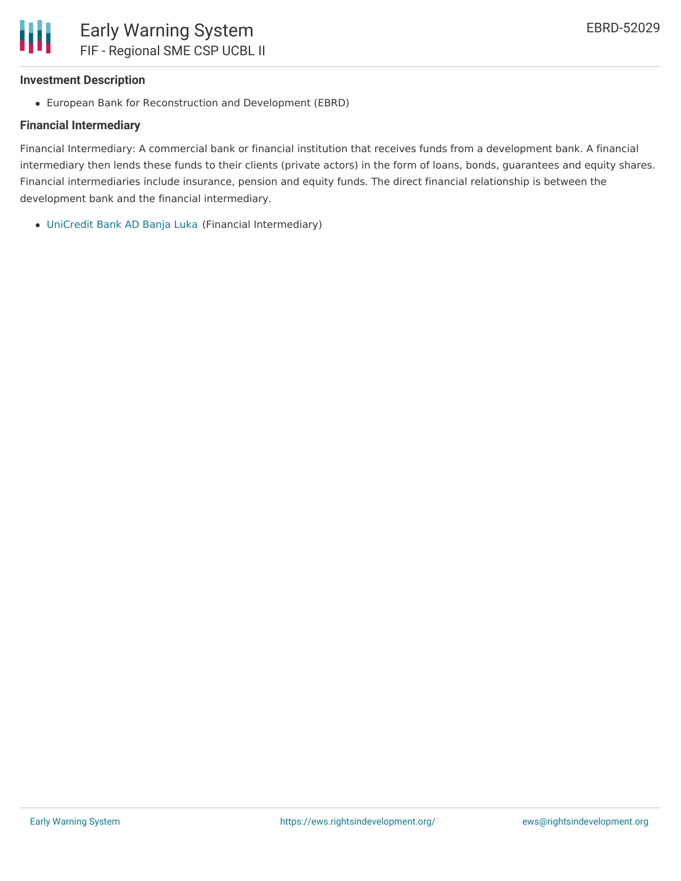### Investment Description

- European Bank for Reconstruction and Development (EBRD)

### Financial Intermediary

Financial Intermediary: A commercial bank or financial institution that receives funds from a development bank. A financial intermediary then lends these funds to their clients (private actors) in the form of loans, bonds, guarantees and equity shares. Financial intermediaries include insurance, pension and equity funds. The direct financial relationship is between the development bank and the financial intermediary.

- UniCredit Bank AD Banja Luka (Financial Intermediary)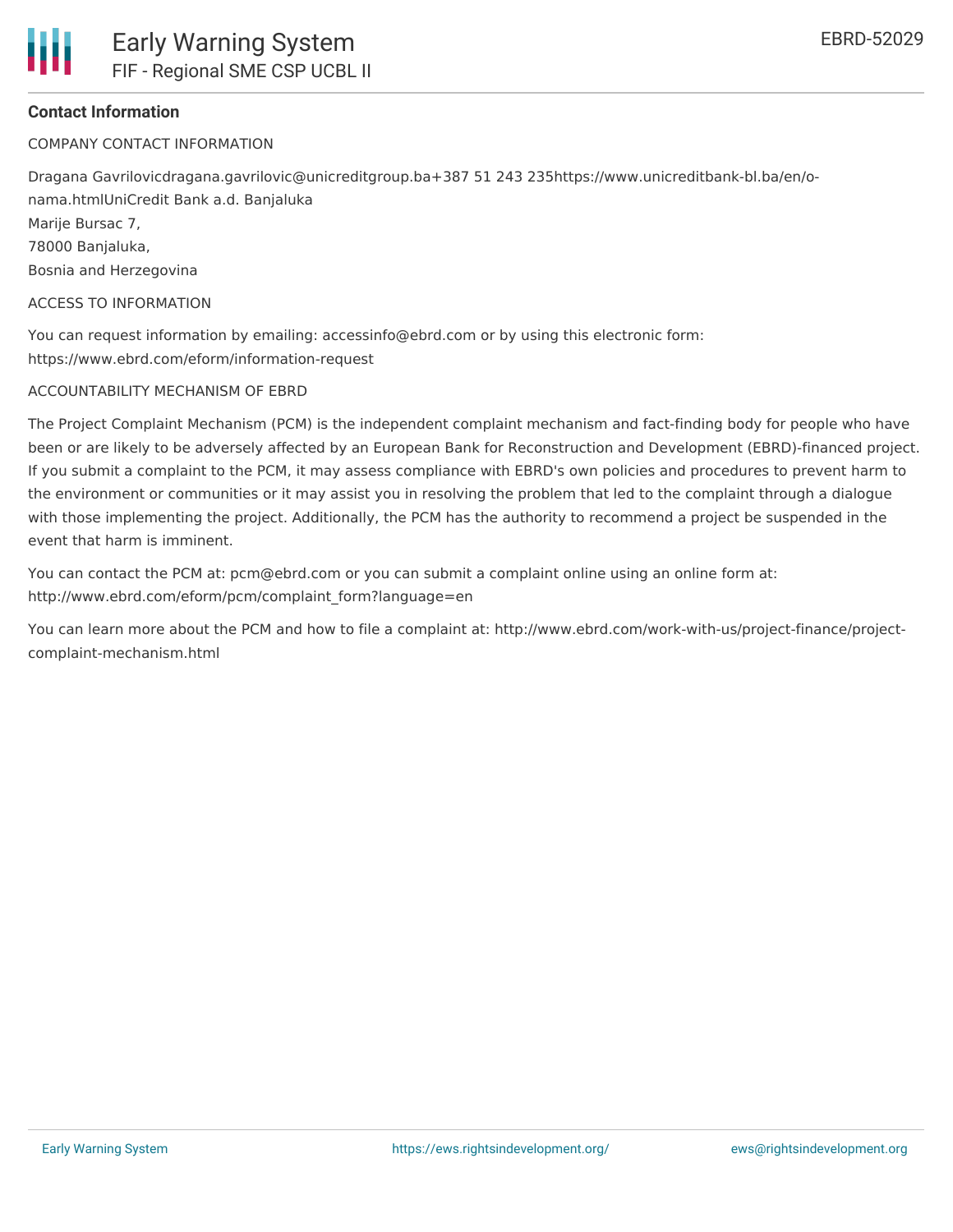## Contact Information

COMPANY CONTACT INFORMATION

Dragana Gavrilovicdragana.gavrilovic@unicreditgroup.ba+387 51 243 235https://www.unicreditbank-bl.ba/en/o-nama.htmlUniCredit Bank a.d. Banjaluka
Marije Bursac 7,
78000 Banjaluka,
Bosnia and Herzegovina

ACCESS TO INFORMATION

You can request information by emailing: accessinfo@ebrd.com or by using this electronic form: https://www.ebrd.com/eform/information-request

ACCOUNTABILITY MECHANISM OF EBRD

The Project Complaint Mechanism (PCM) is the independent complaint mechanism and fact-finding body for people who have been or are likely to be adversely affected by an European Bank for Reconstruction and Development (EBRD)-financed project. If you submit a complaint to the PCM, it may assess compliance with EBRD's own policies and procedures to prevent harm to the environment or communities or it may assist you in resolving the problem that led to the complaint through a dialogue with those implementing the project. Additionally, the PCM has the authority to recommend a project be suspended in the event that harm is imminent.

You can contact the PCM at: pcm@ebrd.com or you can submit a complaint online using an online form at: http://www.ebrd.com/eform/pcm/complaint_form?language=en

You can learn more about the PCM and how to file a complaint at: http://www.ebrd.com/work-with-us/project-finance/project-complaint-mechanism.html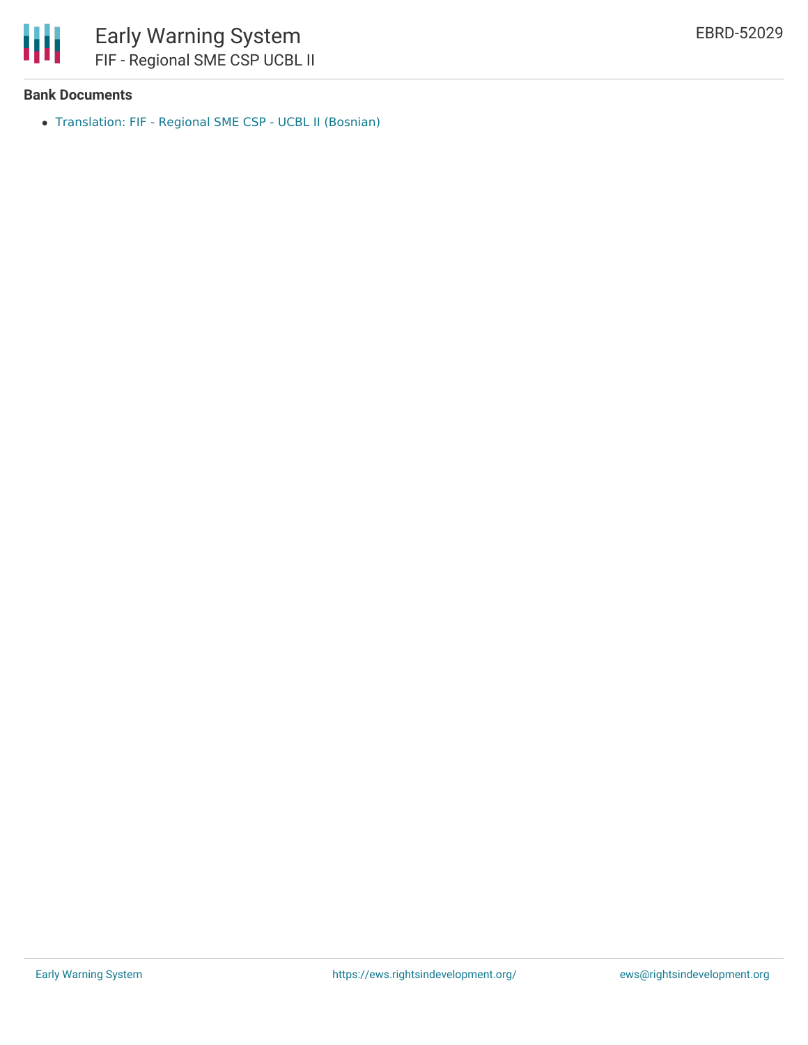**Bank Documents**

- Translation: FIF - Regional SME CSP - UCBL II (Bosnian)